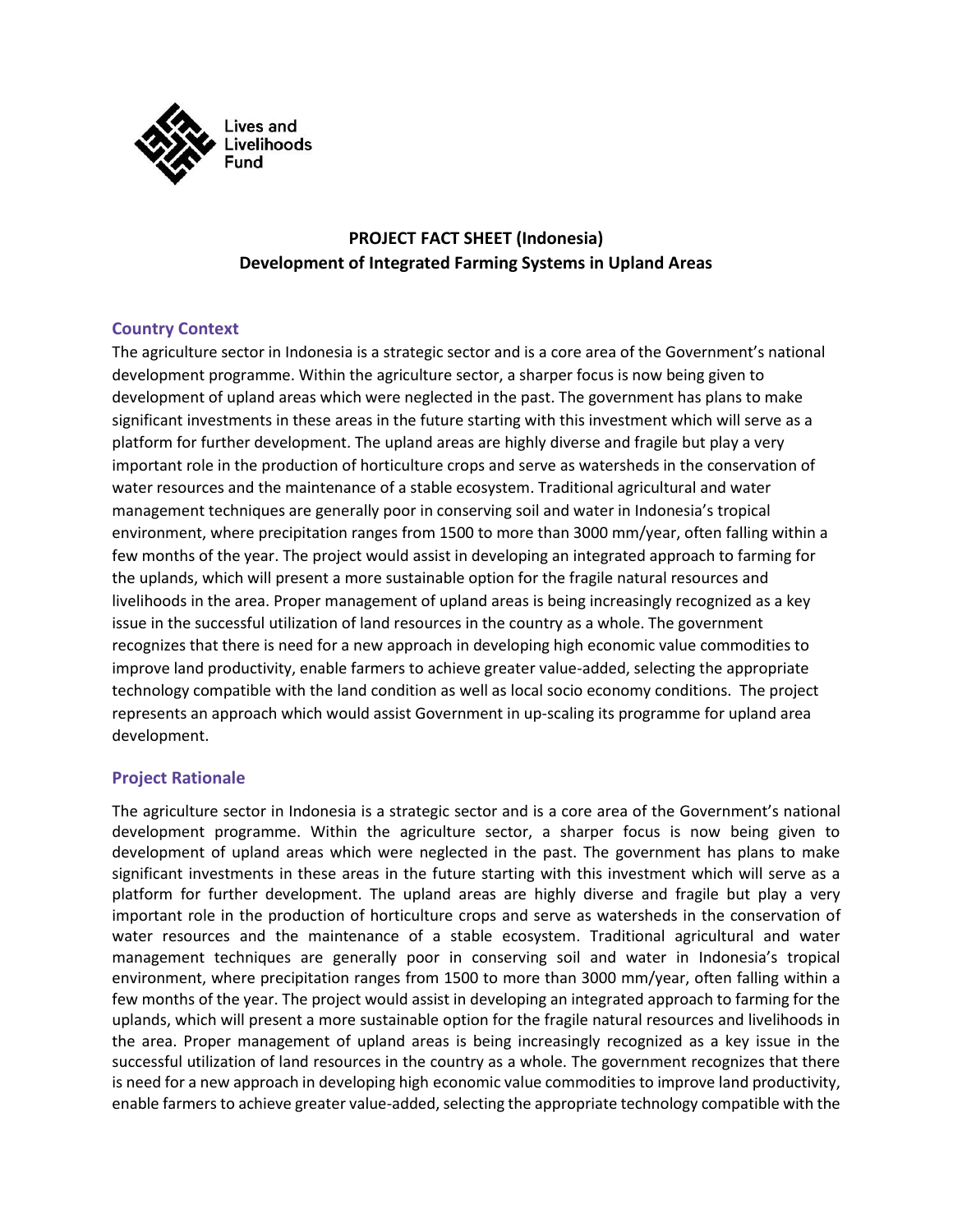Lives and Livelihoods Fund

**PROJECT FACT SHEET (Indonesia)**
**Development of Integrated Farming Systems in Upland Areas**

## Country Context

The agriculture sector in Indonesia is a strategic sector and is a core area of the Government's national development programme. Within the agriculture sector, a sharper focus is now being given to development of upland areas which were neglected in the past. The government has plans to make significant investments in these areas in the future starting with this investment which will serve as a platform for further development. The upland areas are highly diverse and fragile but play a very important role in the production of horticulture crops and serve as watersheds in the conservation of water resources and the maintenance of a stable ecosystem. Traditional agricultural and water management techniques are generally poor in conserving soil and water in Indonesia's tropical environment, where precipitation ranges from 1500 to more than 3000 mm/year, often falling within a few months of the year. The project would assist in developing an integrated approach to farming for the uplands, which will present a more sustainable option for the fragile natural resources and livelihoods in the area. Proper management of upland areas is being increasingly recognized as a key issue in the successful utilization of land resources in the country as a whole. The government recognizes that there is need for a new approach in developing high economic value commodities to improve land productivity, enable farmers to achieve greater value-added, selecting the appropriate technology compatible with the land condition as well as local socio economy conditions. The project represents an approach which would assist Government in up-scaling its programme for upland area development.

## Project Rationale

The agriculture sector in Indonesia is a strategic sector and is a core area of the Government's national development programme. Within the agriculture sector, a sharper focus is now being given to development of upland areas which were neglected in the past. The government has plans to make significant investments in these areas in the future starting with this investment which will serve as a platform for further development. The upland areas are highly diverse and fragile but play a very important role in the production of horticulture crops and serve as watersheds in the conservation of water resources and the maintenance of a stable ecosystem. Traditional agricultural and water management techniques are generally poor in conserving soil and water in Indonesia's tropical environment, where precipitation ranges from 1500 to more than 3000 mm/year, often falling within a few months of the year. The project would assist in developing an integrated approach to farming for the uplands, which will present a more sustainable option for the fragile natural resources and livelihoods in the area. Proper management of upland areas is being increasingly recognized as a key issue in the successful utilization of land resources in the country as a whole. The government recognizes that there is need for a new approach in developing high economic value commodities to improve land productivity, enable farmers to achieve greater value-added, selecting the appropriate technology compatible with the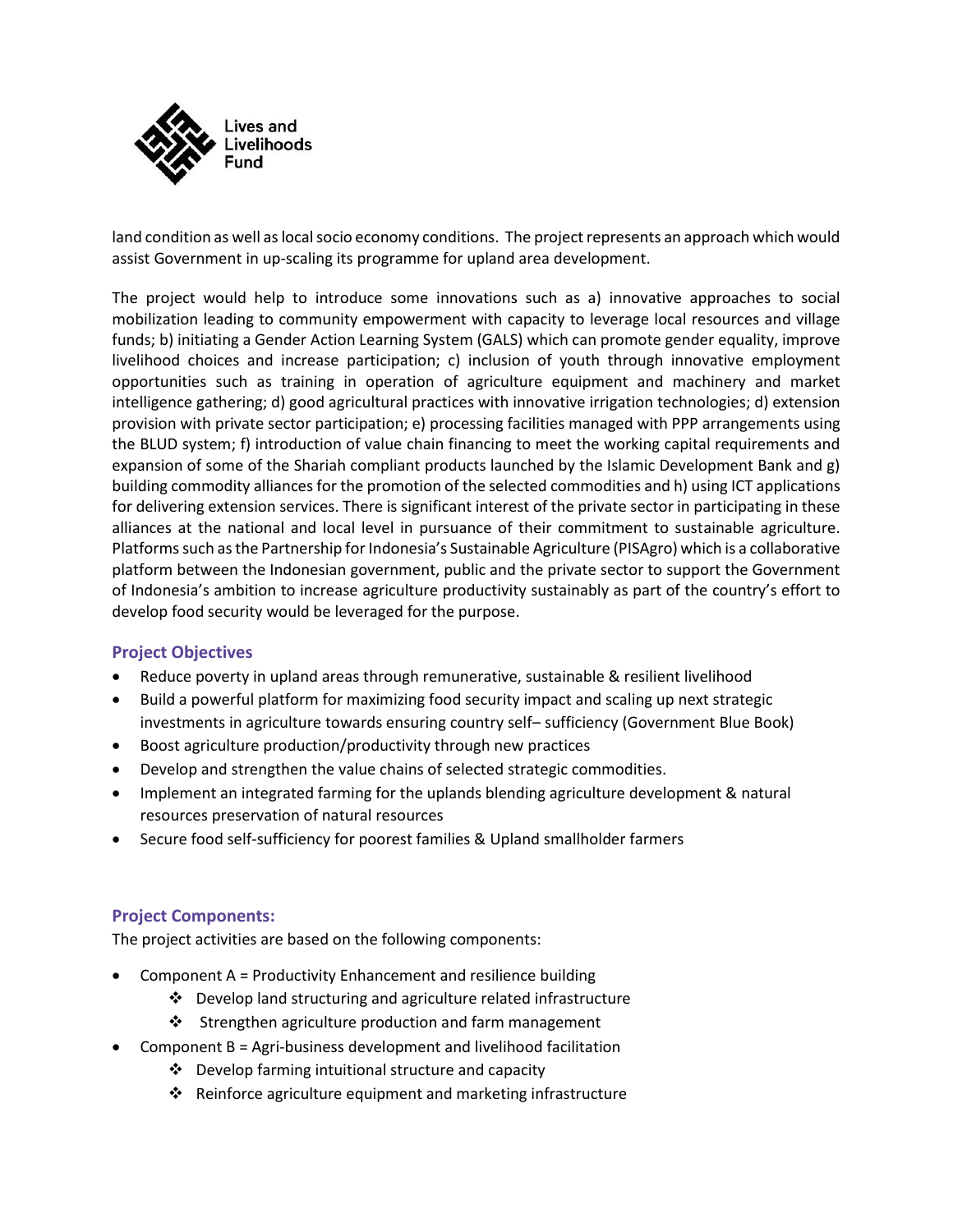land condition as well as local socio economy conditions. The project represents an approach which would assist Government in up-scaling its programme for upland area development.

The project would help to introduce some innovations such as a) innovative approaches to social mobilization leading to community empowerment with capacity to leverage local resources and village funds; b) initiating a Gender Action Learning System (GALS) which can promote gender equality, improve livelihood choices and increase participation; c) inclusion of youth through innovative employment opportunities such as training in operation of agriculture equipment and machinery and market intelligence gathering; d) good agricultural practices with innovative irrigation technologies; d) extension provision with private sector participation; e) processing facilities managed with PPP arrangements using the BLUD system; f) introduction of value chain financing to meet the working capital requirements and expansion of some of the Shariah compliant products launched by the Islamic Development Bank and g) building commodity alliances for the promotion of the selected commodities and h) using ICT applications for delivering extension services. There is significant interest of the private sector in participating in these alliances at the national and local level in pursuance of their commitment to sustainable agriculture. Platforms such as the Partnership for Indonesia's Sustainable Agriculture (PISAgro) which is a collaborative platform between the Indonesian government, public and the private sector to support the Government of Indonesia's ambition to increase agriculture productivity sustainably as part of the country's effort to develop food security would be leveraged for the purpose.

### Project Objectives

- Reduce poverty in upland areas through remunerative, sustainable & resilient livelihood
- Build a powerful platform for maximizing food security impact and scaling up next strategic investments in agriculture towards ensuring country self– sufficiency (Government Blue Book)
- Boost agriculture production/productivity through new practices
- Develop and strengthen the value chains of selected strategic commodities.
- Implement an integrated farming for the uplands blending agriculture development & natural resources preservation of natural resources
- Secure food self-sufficiency for poorest families & Upland smallholder farmers

### Project Components:

The project activities are based on the following components:

- Component A = Productivity Enhancement and resilience building
  - Develop land structuring and agriculture related infrastructure
  - Strengthen agriculture production and farm management
- Component B = Agri-business development and livelihood facilitation
  - Develop farming intuitional structure and capacity
  - Reinforce agriculture equipment and marketing infrastructure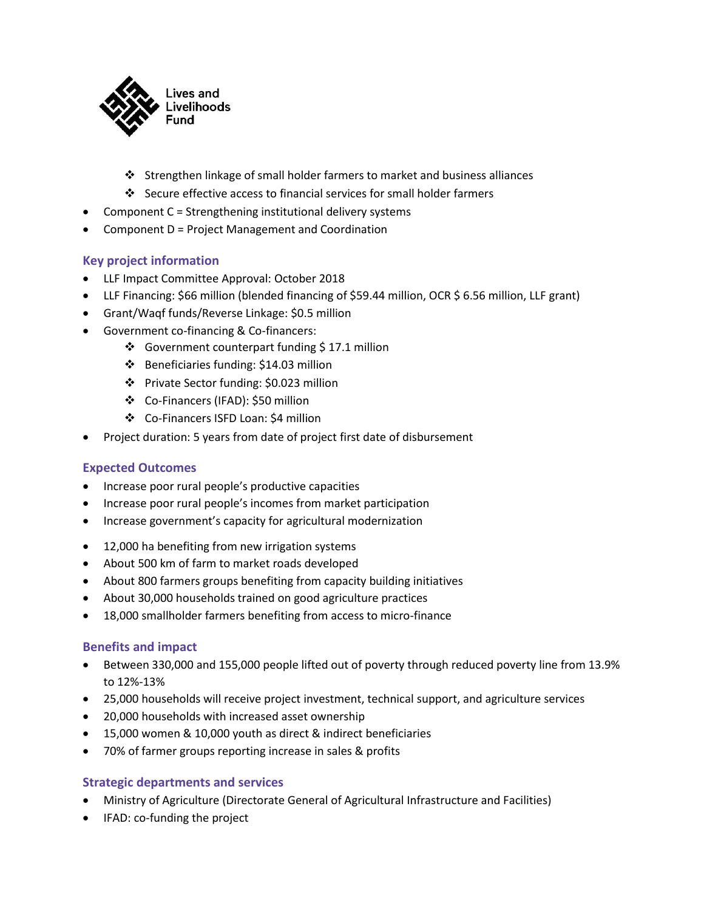- Strengthen linkage of small holder farmers to market and business alliances
  - Secure effective access to financial services for small holder farmers
- Component C = Strengthening institutional delivery systems
- Component D = Project Management and Coordination

## Key project information

- LLF Impact Committee Approval: October 2018
- LLF Financing: $66 million (blended financing of $59.44 million, OCR $ 6.56 million, LLF grant)
- Grant/Waqf funds/Reverse Linkage: $0.5 million
- Government co-financing & Co-financers:
  - Government counterpart funding $ 17.1 million
  - Beneficiaries funding: $14.03 million
  - Private Sector funding: $0.023 million
  - Co-Financers (IFAD): $50 million
  - Co-Financers ISFD Loan: $4 million
- Project duration: 5 years from date of project first date of disbursement

## Expected Outcomes

- Increase poor rural people's productive capacities
- Increase poor rural people's incomes from market participation
- Increase government's capacity for agricultural modernization

- 12,000 ha benefiting from new irrigation systems
- About 500 km of farm to market roads developed
- About 800 farmers groups benefiting from capacity building initiatives
- About 30,000 households trained on good agriculture practices
- 18,000 smallholder farmers benefiting from access to micro-finance

## Benefits and impact

- Between 330,000 and 155,000 people lifted out of poverty through reduced poverty line from 13.9% to 12%-13%
- 25,000 households will receive project investment, technical support, and agriculture services
- 20,000 households with increased asset ownership
- 15,000 women & 10,000 youth as direct & indirect beneficiaries
- 70% of farmer groups reporting increase in sales & profits

## Strategic departments and services

- Ministry of Agriculture (Directorate General of Agricultural Infrastructure and Facilities)
- IFAD: co-funding the project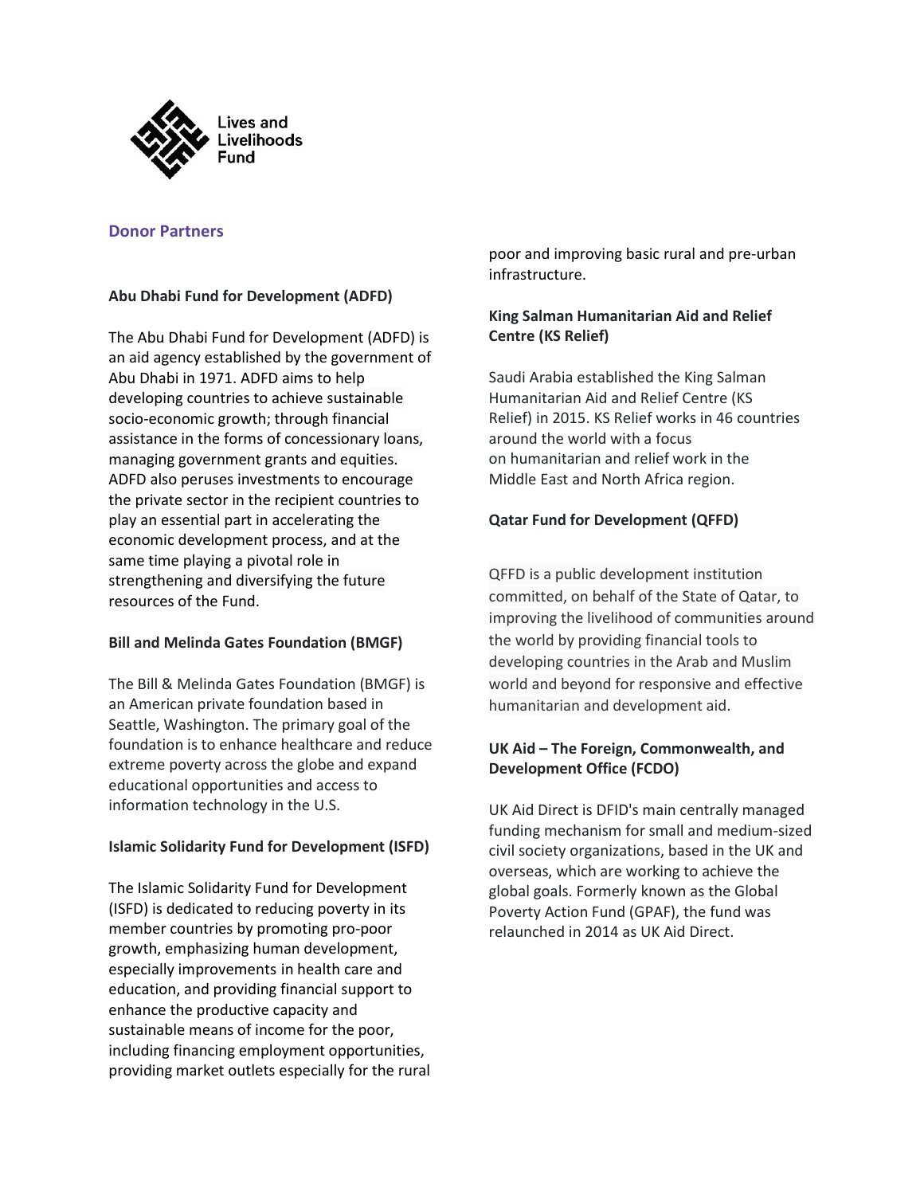Lives and Livelihoods Fund

## Donor Partners

### Abu Dhabi Fund for Development (ADFD)

The Abu Dhabi Fund for Development (ADFD) is an aid agency established by the government of Abu Dhabi in 1971. ADFD aims to help developing countries to achieve sustainable socio-economic growth; through financial assistance in the forms of concessionary loans, managing government grants and equities. ADFD also peruses investments to encourage the private sector in the recipient countries to play an essential part in accelerating the economic development process, and at the same time playing a pivotal role in strengthening and diversifying the future resources of the Fund.

### Bill and Melinda Gates Foundation (BMGF)

The Bill & Melinda Gates Foundation (BMGF) is an American private foundation based in Seattle, Washington. The primary goal of the foundation is to enhance healthcare and reduce extreme poverty across the globe and expand educational opportunities and access to information technology in the U.S.

### Islamic Solidarity Fund for Development (ISFD)

The Islamic Solidarity Fund for Development (ISFD) is dedicated to reducing poverty in its member countries by promoting pro-poor growth, emphasizing human development, especially improvements in health care and education, and providing financial support to enhance the productive capacity and sustainable means of income for the poor, including financing employment opportunities, providing market outlets especially for the rural poor and improving basic rural and pre-urban infrastructure.

### King Salman Humanitarian Aid and Relief Centre (KS Relief)

Saudi Arabia established the King Salman Humanitarian Aid and Relief Centre (KS Relief) in 2015. KS Relief works in 46 countries around the world with a focus on humanitarian and relief work in the Middle East and North Africa region.

### Qatar Fund for Development (QFFD)

QFFD is a public development institution committed, on behalf of the State of Qatar, to improving the livelihood of communities around the world by providing financial tools to developing countries in the Arab and Muslim world and beyond for responsive and effective humanitarian and development aid.

### UK Aid – The Foreign, Commonwealth, and Development Office (FCDO)

UK Aid Direct is DFID's main centrally managed funding mechanism for small and medium-sized civil society organizations, based in the UK and overseas, which are working to achieve the global goals. Formerly known as the Global Poverty Action Fund (GPAF), the fund was relaunched in 2014 as UK Aid Direct.